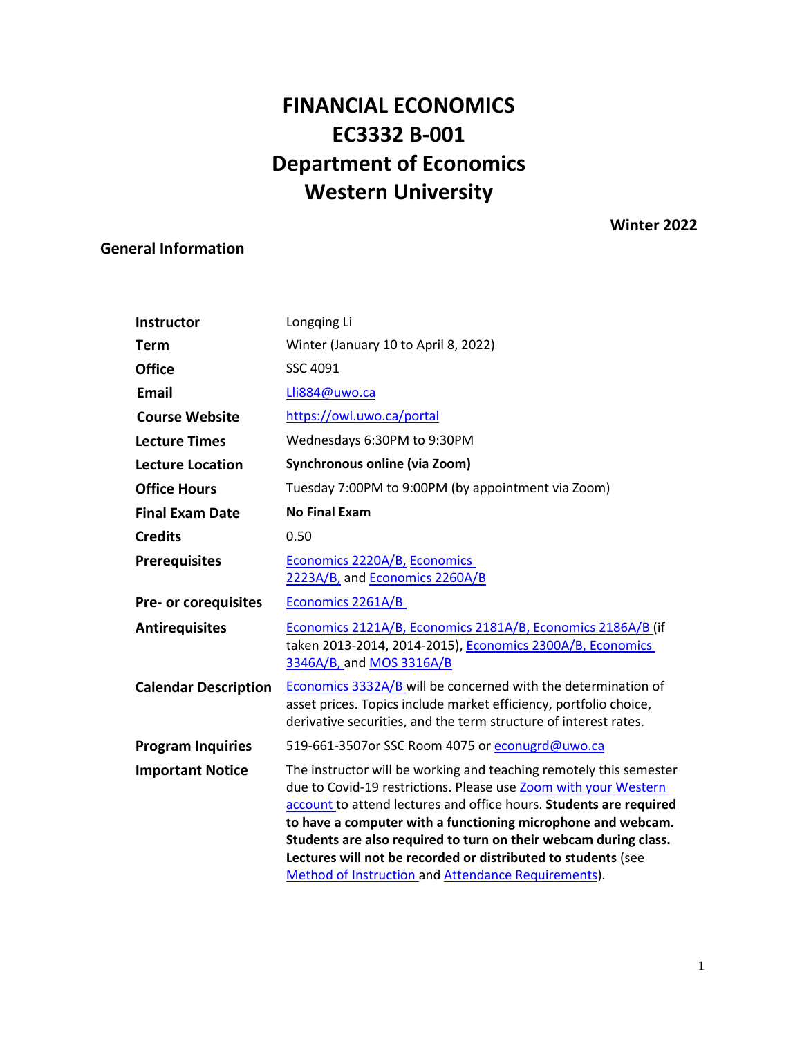# FINANCIAL ECONOMICS
# EC3332 B-001
# Department of Economics
# Western University

**Winter 2022**

## General Information

| | |
|---|---|
| **Instructor** | Longqing Li |
| **Term** | Winter (January 10 to April 8, 2022) |
| **Office** | SSC 4091 |
| **Email** | Lli884@uwo.ca |
| **Course Website** | https://owl.uwo.ca/portal |
| **Lecture Times** | Wednesdays 6:30PM to 9:30PM |
| **Lecture Location** | **Synchronous online (via Zoom)** |
| **Office Hours** | Tuesday 7:00PM to 9:00PM (by appointment via Zoom) |
| **Final Exam Date** | **No Final Exam** |
| **Credits** | 0.50 |
| **Prerequisites** | Economics 2220A/B, Economics 2223A/B, and Economics 2260A/B |
| **Pre- or corequisites** | Economics 2261A/B |
| **Antirequisites** | Economics 2121A/B, Economics 2181A/B, Economics 2186A/B (if taken 2013-2014, 2014-2015), Economics 2300A/B, Economics 3346A/B, and MOS 3316A/B |
| **Calendar Description** | Economics 3332A/B will be concerned with the determination of asset prices. Topics include market efficiency, portfolio choice, derivative securities, and the term structure of interest rates. |
| **Program Inquiries** | 519-661-3507or SSC Room 4075 or econugrd@uwo.ca |
| **Important Notice** | The instructor will be working and teaching remotely this semester due to Covid-19 restrictions. Please use Zoom with your Western account to attend lectures and office hours. **Students are required to have a computer with a functioning microphone and webcam. Students are also required to turn on their webcam during class. Lectures will not be recorded or distributed to students** (see Method of Instruction and Attendance Requirements). |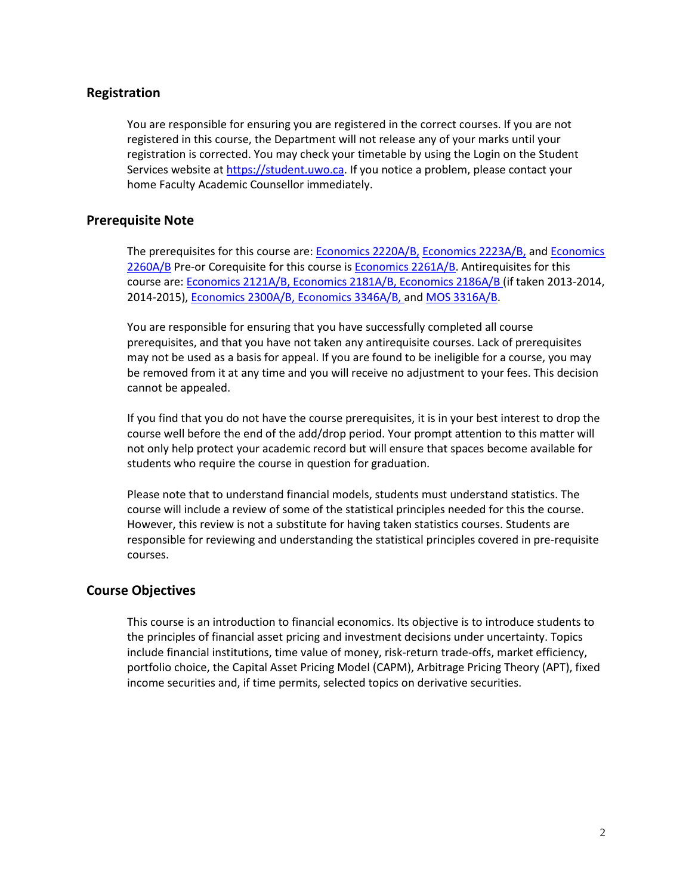## Registration

You are responsible for ensuring you are registered in the correct courses. If you are not registered in this course, the Department will not release any of your marks until your registration is corrected. You may check your timetable by using the Login on the Student Services website at https://student.uwo.ca. If you notice a problem, please contact your home Faculty Academic Counsellor immediately.

## Prerequisite Note

The prerequisites for this course are: Economics 2220A/B, Economics 2223A/B, and Economics 2260A/B Pre-or Corequisite for this course is Economics 2261A/B. Antirequisites for this course are: Economics 2121A/B, Economics 2181A/B, Economics 2186A/B (if taken 2013-2014, 2014-2015), Economics 2300A/B, Economics 3346A/B, and MOS 3316A/B.

You are responsible for ensuring that you have successfully completed all course prerequisites, and that you have not taken any antirequisite courses. Lack of prerequisites may not be used as a basis for appeal. If you are found to be ineligible for a course, you may be removed from it at any time and you will receive no adjustment to your fees. This decision cannot be appealed.

If you find that you do not have the course prerequisites, it is in your best interest to drop the course well before the end of the add/drop period. Your prompt attention to this matter will not only help protect your academic record but will ensure that spaces become available for students who require the course in question for graduation.

Please note that to understand financial models, students must understand statistics. The course will include a review of some of the statistical principles needed for this the course. However, this review is not a substitute for having taken statistics courses. Students are responsible for reviewing and understanding the statistical principles covered in pre-requisite courses.

## Course Objectives

This course is an introduction to financial economics. Its objective is to introduce students to the principles of financial asset pricing and investment decisions under uncertainty. Topics include financial institutions, time value of money, risk-return trade-offs, market efficiency, portfolio choice, the Capital Asset Pricing Model (CAPM), Arbitrage Pricing Theory (APT), fixed income securities and, if time permits, selected topics on derivative securities.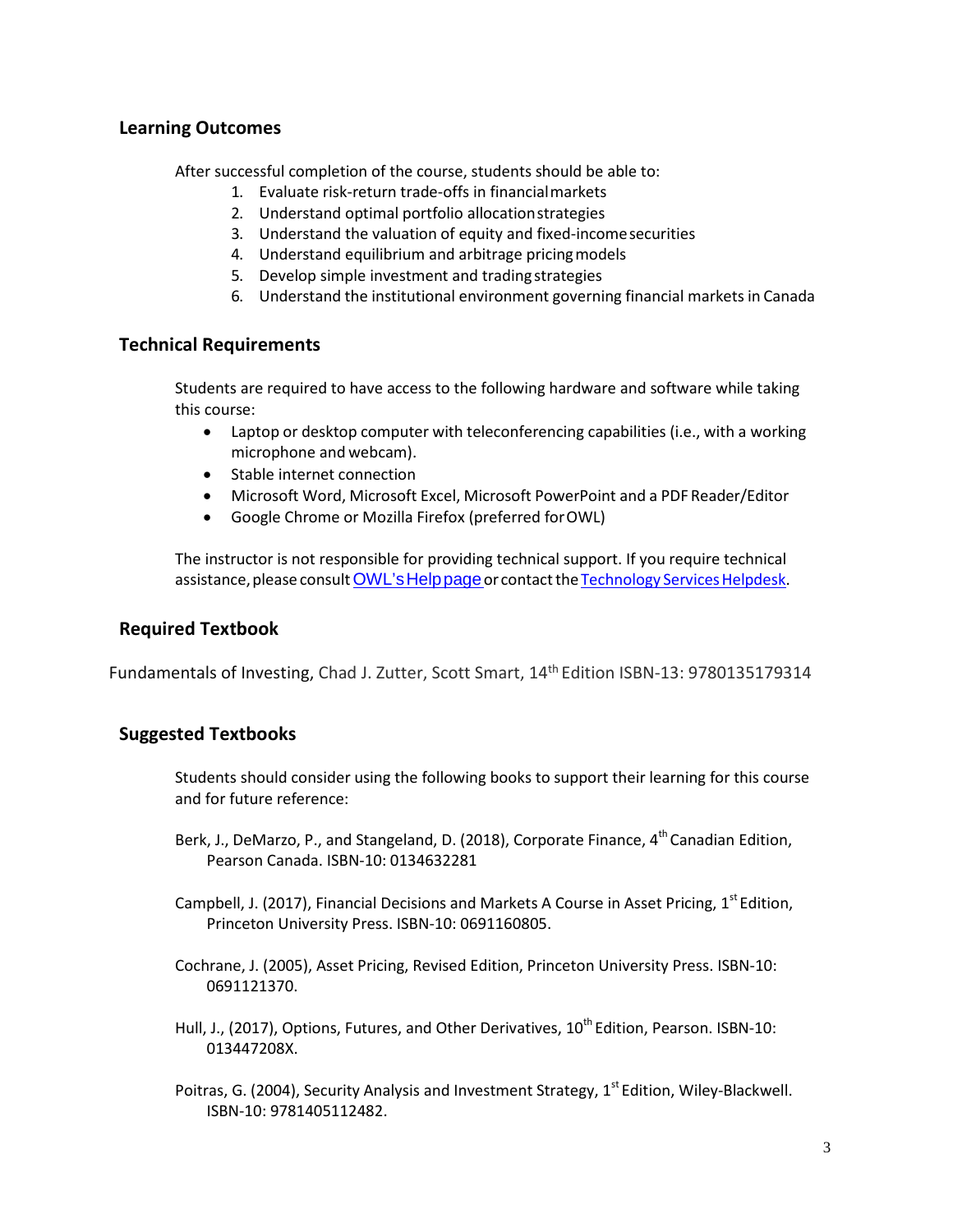## Learning Outcomes

After successful completion of the course, students should be able to:

1. Evaluate risk-return trade-offs in financial markets
2. Understand optimal portfolio allocation strategies
3. Understand the valuation of equity and fixed-income securities
4. Understand equilibrium and arbitrage pricing models
5. Develop simple investment and trading strategies
6. Understand the institutional environment governing financial markets in Canada

## Technical Requirements

Students are required to have access to the following hardware and software while taking this course:

- Laptop or desktop computer with teleconferencing capabilities (i.e., with a working microphone and webcam).
- Stable internet connection
- Microsoft Word, Microsoft Excel, Microsoft PowerPoint and a PDF Reader/Editor
- Google Chrome or Mozilla Firefox (preferred for OWL)

The instructor is not responsible for providing technical support. If you require technical assistance, please consult OWL's Help page or contact the Technology Services Helpdesk.

## Required Textbook

Fundamentals of Investing, Chad J. Zutter, Scott Smart, 14th Edition ISBN-13: 9780135179314

## Suggested Textbooks

Students should consider using the following books to support their learning for this course and for future reference:

Berk, J., DeMarzo, P., and Stangeland, D. (2018), Corporate Finance, 4th Canadian Edition, Pearson Canada. ISBN-10: 0134632281

Campbell, J. (2017), Financial Decisions and Markets A Course in Asset Pricing, 1st Edition, Princeton University Press. ISBN-10: 0691160805.

Cochrane, J. (2005), Asset Pricing, Revised Edition, Princeton University Press. ISBN-10: 0691121370.

Hull, J., (2017), Options, Futures, and Other Derivatives, 10th Edition, Pearson. ISBN-10: 013447208X.

Poitras, G. (2004), Security Analysis and Investment Strategy, 1st Edition, Wiley-Blackwell. ISBN-10: 9781405112482.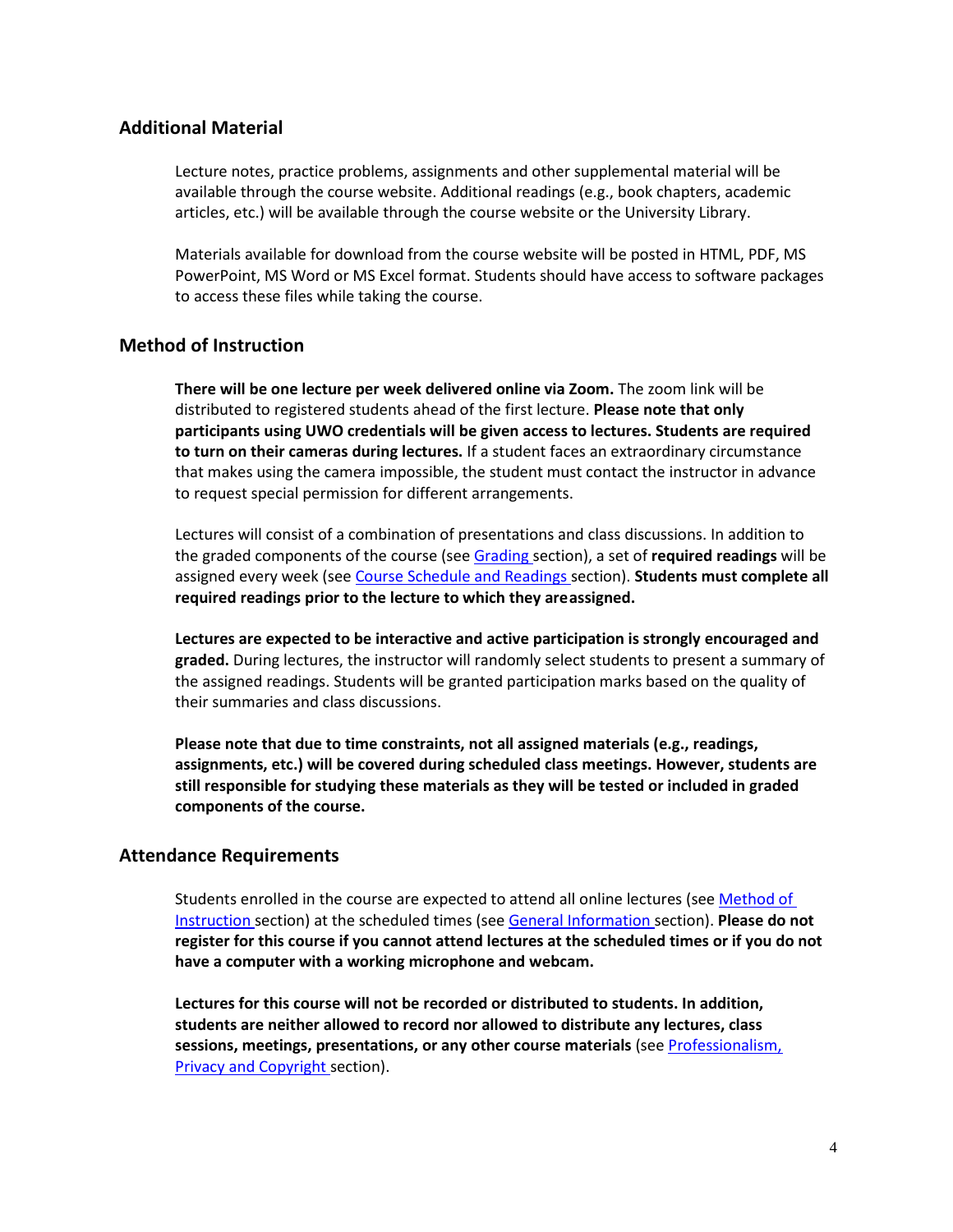## Additional Material

Lecture notes, practice problems, assignments and other supplemental material will be available through the course website. Additional readings (e.g., book chapters, academic articles, etc.) will be available through the course website or the University Library.

Materials available for download from the course website will be posted in HTML, PDF, MS PowerPoint, MS Word or MS Excel format. Students should have access to software packages to access these files while taking the course.

## Method of Instruction

**There will be one lecture per week delivered online via Zoom.** The zoom link will be distributed to registered students ahead of the first lecture. **Please note that only participants using UWO credentials will be given access to lectures. Students are required to turn on their cameras during lectures.** If a student faces an extraordinary circumstance that makes using the camera impossible, the student must contact the instructor in advance to request special permission for different arrangements.

Lectures will consist of a combination of presentations and class discussions. In addition to the graded components of the course (see Grading section), a set of **required readings** will be assigned every week (see Course Schedule and Readings section). **Students must complete all required readings prior to the lecture to which they areassigned.**

**Lectures are expected to be interactive and active participation is strongly encouraged and graded.** During lectures, the instructor will randomly select students to present a summary of the assigned readings. Students will be granted participation marks based on the quality of their summaries and class discussions.

**Please note that due to time constraints, not all assigned materials (e.g., readings, assignments, etc.) will be covered during scheduled class meetings. However, students are still responsible for studying these materials as they will be tested or included in graded components of the course.**

## Attendance Requirements

Students enrolled in the course are expected to attend all online lectures (see Method of Instruction section) at the scheduled times (see General Information section). **Please do not register for this course if you cannot attend lectures at the scheduled times or if you do not have a computer with a working microphone and webcam.**

**Lectures for this course will not be recorded or distributed to students. In addition, students are neither allowed to record nor allowed to distribute any lectures, class sessions, meetings, presentations, or any other course materials** (see Professionalism, Privacy and Copyright section).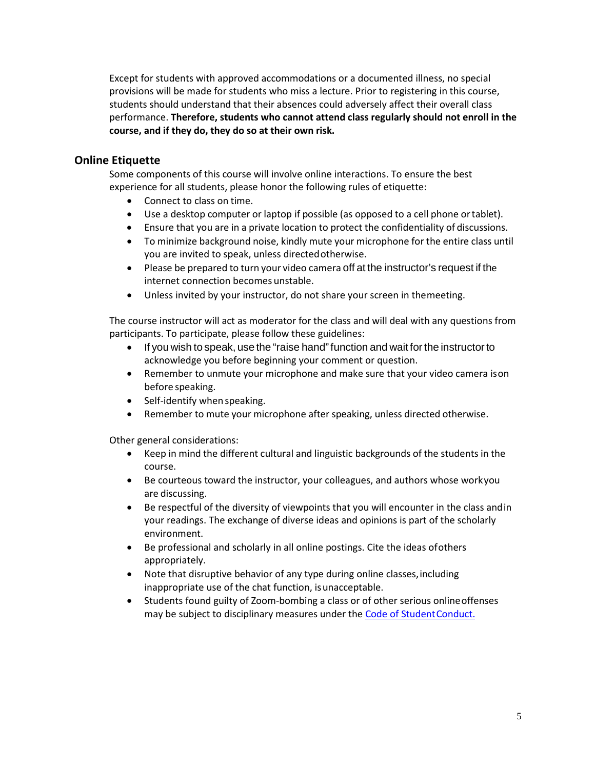Except for students with approved accommodations or a documented illness, no special provisions will be made for students who miss a lecture. Prior to registering in this course, students should understand that their absences could adversely affect their overall class performance. **Therefore, students who cannot attend class regularly should not enroll in the course, and if they do, they do so at their own risk.**

## Online Etiquette

Some components of this course will involve online interactions. To ensure the best experience for all students, please honor the following rules of etiquette:

- Connect to class on time.
- Use a desktop computer or laptop if possible (as opposed to a cell phone or tablet).
- Ensure that you are in a private location to protect the confidentiality of discussions.
- To minimize background noise, kindly mute your microphone for the entire class until you are invited to speak, unless directed otherwise.
- Please be prepared to turn your video camera off at the instructor's request if the internet connection becomes unstable.
- Unless invited by your instructor, do not share your screen in the meeting.

The course instructor will act as moderator for the class and will deal with any questions from participants. To participate, please follow these guidelines:

- If you wish to speak, use the "raise hand" function and wait for the instructor to acknowledge you before beginning your comment or question.
- Remember to unmute your microphone and make sure that your video camera is on before speaking.
- Self-identify when speaking.
- Remember to mute your microphone after speaking, unless directed otherwise.

Other general considerations:

- Keep in mind the different cultural and linguistic backgrounds of the students in the course.
- Be courteous toward the instructor, your colleagues, and authors whose work you are discussing.
- Be respectful of the diversity of viewpoints that you will encounter in the class and in your readings. The exchange of diverse ideas and opinions is part of the scholarly environment.
- Be professional and scholarly in all online postings. Cite the ideas of others appropriately.
- Note that disruptive behavior of any type during online classes, including inappropriate use of the chat function, is unacceptable.
- Students found guilty of Zoom-bombing a class or of other serious online offenses may be subject to disciplinary measures under the Code of Student Conduct.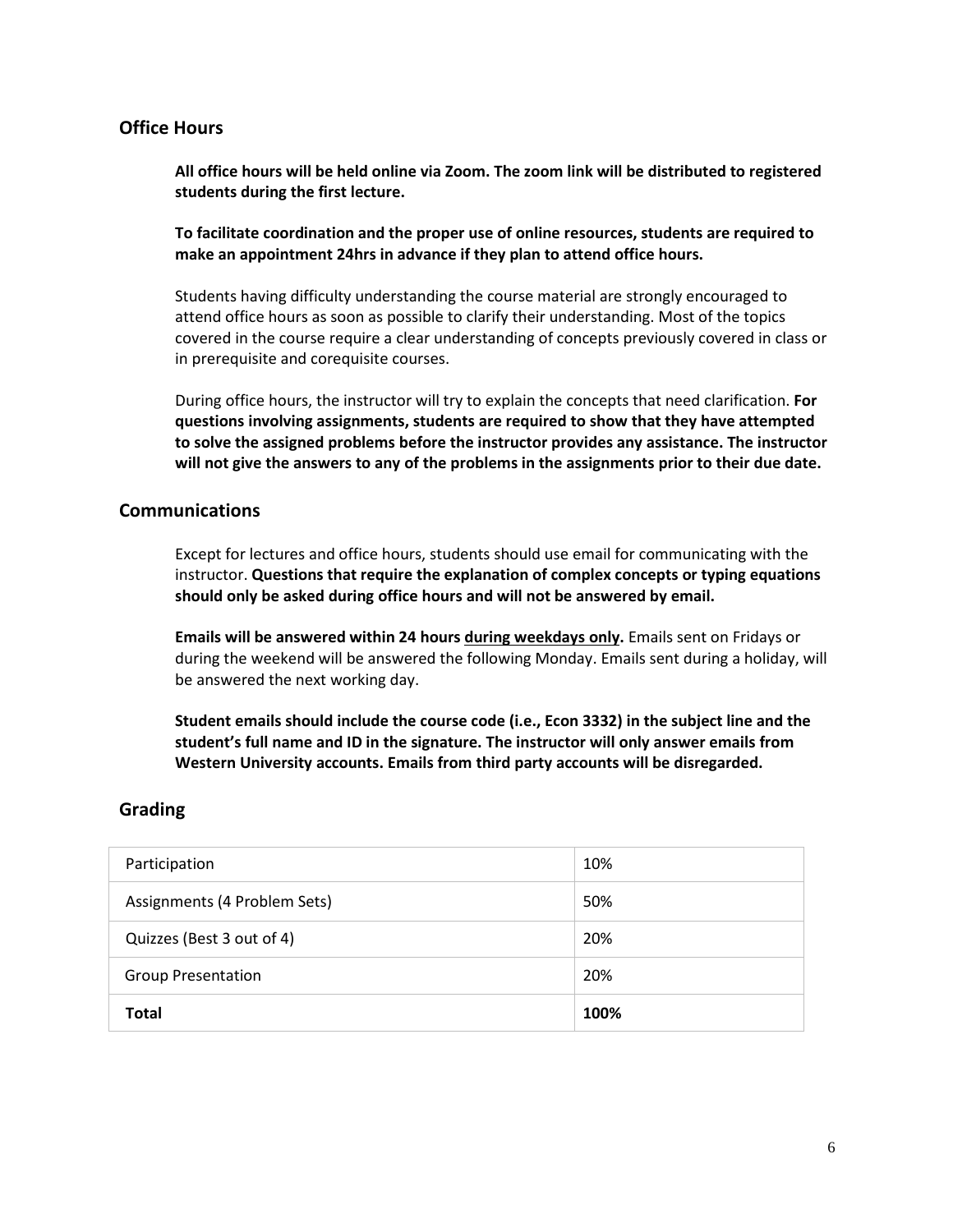## Office Hours

**All office hours will be held online via Zoom. The zoom link will be distributed to registered students during the first lecture.**

**To facilitate coordination and the proper use of online resources, students are required to make an appointment 24hrs in advance if they plan to attend office hours.**

Students having difficulty understanding the course material are strongly encouraged to attend office hours as soon as possible to clarify their understanding. Most of the topics covered in the course require a clear understanding of concepts previously covered in class or in prerequisite and corequisite courses.

During office hours, the instructor will try to explain the concepts that need clarification. **For questions involving assignments, students are required to show that they have attempted to solve the assigned problems before the instructor provides any assistance. The instructor will not give the answers to any of the problems in the assignments prior to their due date.**

## Communications

Except for lectures and office hours, students should use email for communicating with the instructor. **Questions that require the explanation of complex concepts or typing equations should only be asked during office hours and will not be answered by email.**

**Emails will be answered within 24 hours <u>during weekdays only</u>.** Emails sent on Fridays or during the weekend will be answered the following Monday. Emails sent during a holiday, will be answered the next working day.

**Student emails should include the course code (i.e., Econ 3332) in the subject line and the student's full name and ID in the signature. The instructor will only answer emails from Western University accounts. Emails from third party accounts will be disregarded.**

## Grading

| Component | Weight |
| --- | --- |
| Participation | 10% |
| Assignments (4 Problem Sets) | 50% |
| Quizzes (Best 3 out of 4) | 20% |
| Group Presentation | 20% |
| **Total** | **100%** |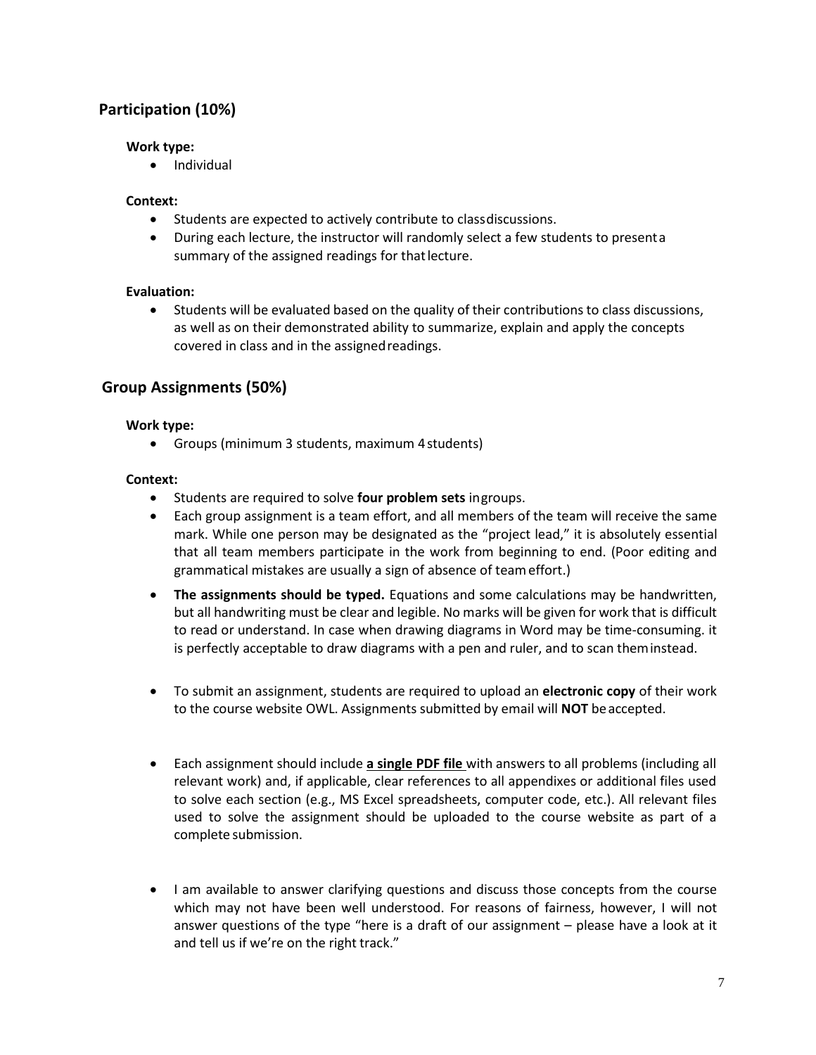## Participation (10%)

**Work type:**

- Individual

**Context:**

- Students are expected to actively contribute to class discussions.
- During each lecture, the instructor will randomly select a few students to present a summary of the assigned readings for that lecture.

**Evaluation:**

- Students will be evaluated based on the quality of their contributions to class discussions, as well as on their demonstrated ability to summarize, explain and apply the concepts covered in class and in the assigned readings.

## Group Assignments (50%)

**Work type:**

- Groups (minimum 3 students, maximum 4 students)

**Context:**

- Students are required to solve **four problem sets** in groups.
- Each group assignment is a team effort, and all members of the team will receive the same mark. While one person may be designated as the "project lead," it is absolutely essential that all team members participate in the work from beginning to end. (Poor editing and grammatical mistakes are usually a sign of absence of team effort.)
- **The assignments should be typed.** Equations and some calculations may be handwritten, but all handwriting must be clear and legible. No marks will be given for work that is difficult to read or understand. In case when drawing diagrams in Word may be time-consuming. it is perfectly acceptable to draw diagrams with a pen and ruler, and to scan them instead.
- To submit an assignment, students are required to upload an **electronic copy** of their work to the course website OWL. Assignments submitted by email will **NOT** be accepted.
- Each assignment should include **a single PDF file** with answers to all problems (including all relevant work) and, if applicable, clear references to all appendixes or additional files used to solve each section (e.g., MS Excel spreadsheets, computer code, etc.). All relevant files used to solve the assignment should be uploaded to the course website as part of a complete submission.
- I am available to answer clarifying questions and discuss those concepts from the course which may not have been well understood. For reasons of fairness, however, I will not answer questions of the type "here is a draft of our assignment – please have a look at it and tell us if we're on the right track."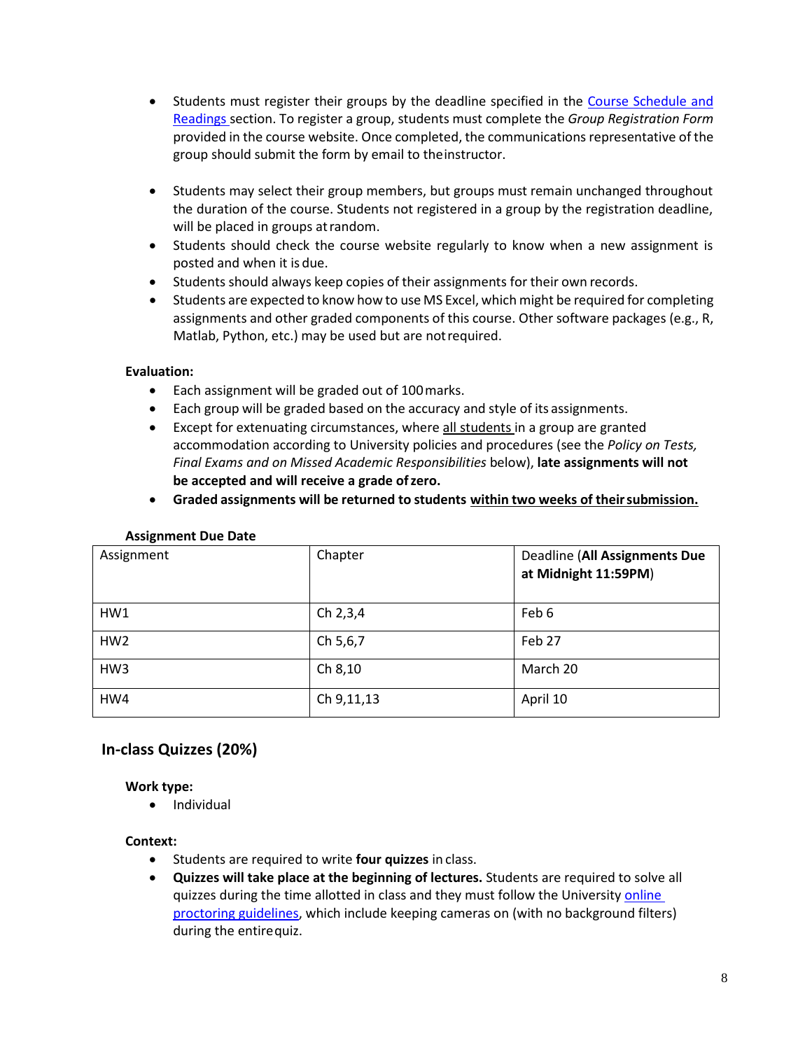- Students must register their groups by the deadline specified in the Course Schedule and Readings section. To register a group, students must complete the *Group Registration Form* provided in the course website. Once completed, the communications representative of the group should submit the form by email to the instructor.

- Students may select their group members, but groups must remain unchanged throughout the duration of the course. Students not registered in a group by the registration deadline, will be placed in groups at random.
- Students should check the course website regularly to know when a new assignment is posted and when it is due.
- Students should always keep copies of their assignments for their own records.
- Students are expected to know how to use MS Excel, which might be required for completing assignments and other graded components of this course. Other software packages (e.g., R, Matlab, Python, etc.) may be used but are not required.

**Evaluation:**

- Each assignment will be graded out of 100 marks.
- Each group will be graded based on the accuracy and style of its assignments.
- Except for extenuating circumstances, where all students in a group are granted accommodation according to University policies and procedures (see the *Policy on Tests, Final Exams and on Missed Academic Responsibilities* below), **late assignments will not be accepted and will receive a grade of zero.**
- **Graded assignments will be returned to students within two weeks of their submission.**

**Assignment Due Date**

| Assignment | Chapter | Deadline (**All Assignments Due at Midnight 11:59PM**) |
| --- | --- | --- |
| HW1 | Ch 2,3,4 | Feb 6 |
| HW2 | Ch 5,6,7 | Feb 27 |
| HW3 | Ch 8,10 | March 20 |
| HW4 | Ch 9,11,13 | April 10 |

## In-class Quizzes (20%)

**Work type:**

- Individual

**Context:**

- Students are required to write **four quizzes** in class.
- **Quizzes will take place at the beginning of lectures.** Students are required to solve all quizzes during the time allotted in class and they must follow the University online proctoring guidelines, which include keeping cameras on (with no background filters) during the entire quiz.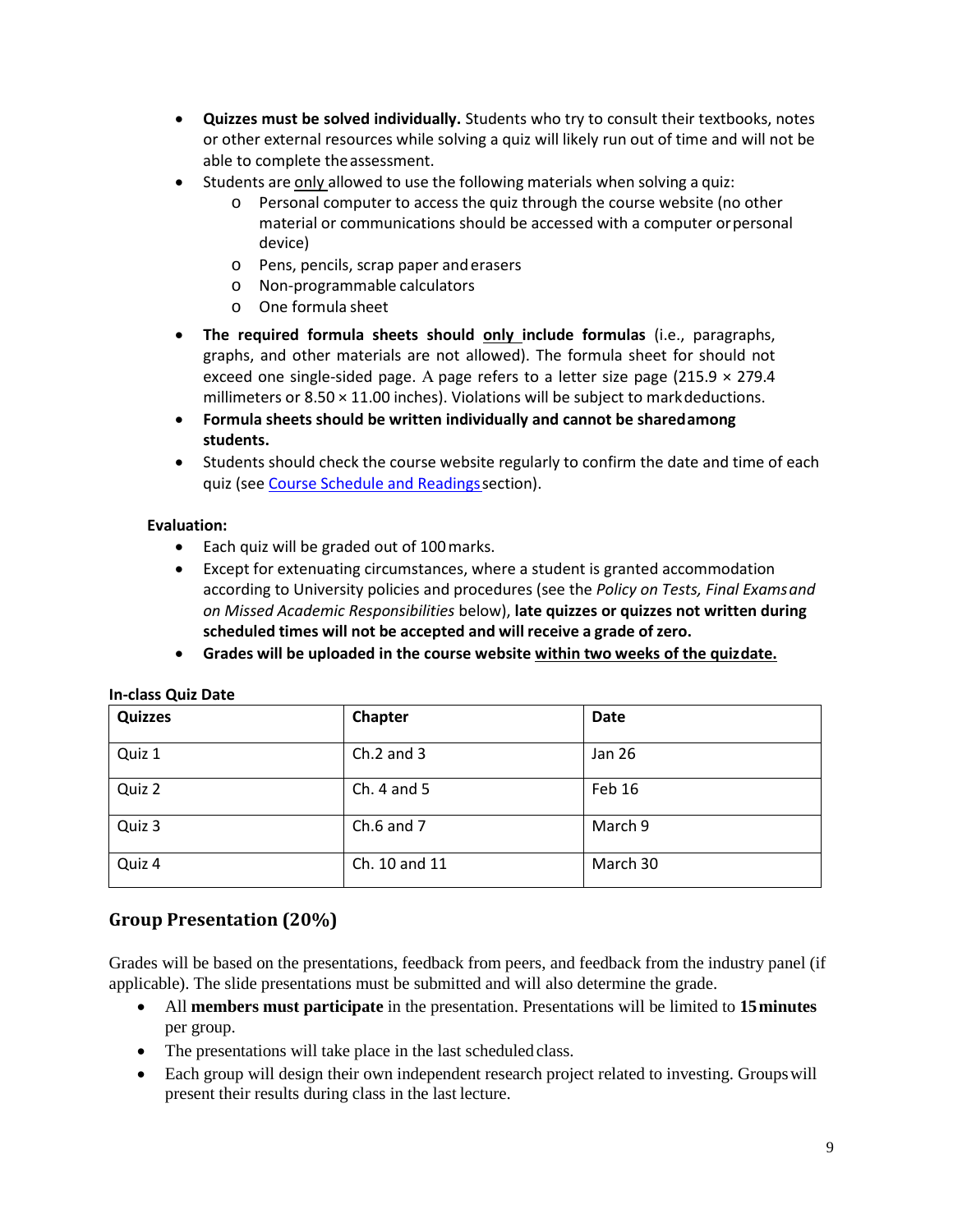- **Quizzes must be solved individually.** Students who try to consult their textbooks, notes or other external resources while solving a quiz will likely run out of time and will not be able to complete the assessment.
- Students are only allowed to use the following materials when solving a quiz:
  - Personal computer to access the quiz through the course website (no other material or communications should be accessed with a computer or personal device)
  - Pens, pencils, scrap paper and erasers
  - Non-programmable calculators
  - One formula sheet
- **The required formula sheets should only include formulas** (i.e., paragraphs, graphs, and other materials are not allowed). The formula sheet for should not exceed one single-sided page. A page refers to a letter size page (215.9 × 279.4 millimeters or 8.50 × 11.00 inches). Violations will be subject to mark deductions.
- **Formula sheets should be written individually and cannot be shared among students.**
- Students should check the course website regularly to confirm the date and time of each quiz (see Course Schedule and Readings section).

**Evaluation:**

- Each quiz will be graded out of 100 marks.
- Except for extenuating circumstances, where a student is granted accommodation according to University policies and procedures (see the *Policy on Tests, Final Exams and on Missed Academic Responsibilities* below), **late quizzes or quizzes not written during scheduled times will not be accepted and will receive a grade of zero.**
- **Grades will be uploaded in the course website within two weeks of the quiz date.**

**In-class Quiz Date**

| Quizzes | Chapter | Date |
|---|---|---|
| Quiz 1 | Ch.2 and 3 | Jan 26 |
| Quiz 2 | Ch. 4 and 5 | Feb 16 |
| Quiz 3 | Ch.6 and 7 | March 9 |
| Quiz 4 | Ch. 10 and 11 | March 30 |

## Group Presentation (20%)

Grades will be based on the presentations, feedback from peers, and feedback from the industry panel (if applicable). The slide presentations must be submitted and will also determine the grade.

- All **members must participate** in the presentation. Presentations will be limited to **15 minutes** per group.
- The presentations will take place in the last scheduled class.
- Each group will design their own independent research project related to investing. Groups will present their results during class in the last lecture.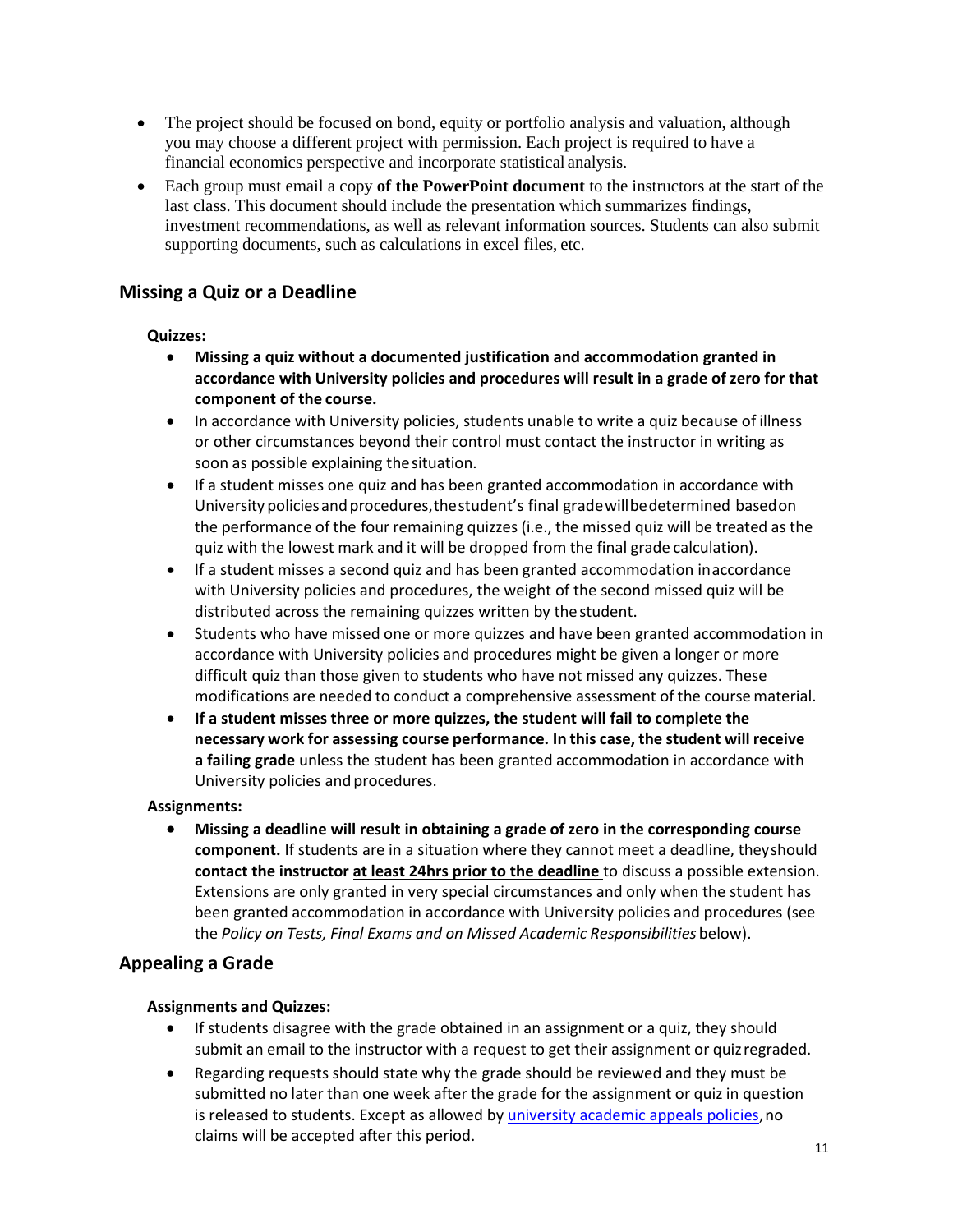- The project should be focused on bond, equity or portfolio analysis and valuation, although you may choose a different project with permission. Each project is required to have a financial economics perspective and incorporate statistical analysis.
- Each group must email a copy **of the PowerPoint document** to the instructors at the start of the last class. This document should include the presentation which summarizes findings, investment recommendations, as well as relevant information sources. Students can also submit supporting documents, such as calculations in excel files, etc.

## Missing a Quiz or a Deadline

**Quizzes:**

- **Missing a quiz without a documented justification and accommodation granted in accordance with University policies and procedures will result in a grade of zero for that component of the course.**
- In accordance with University policies, students unable to write a quiz because of illness or other circumstances beyond their control must contact the instructor in writing as soon as possible explaining the situation.
- If a student misses one quiz and has been granted accommodation in accordance with University policies and procedures, the student's final grade will be determined based on the performance of the four remaining quizzes (i.e., the missed quiz will be treated as the quiz with the lowest mark and it will be dropped from the final grade calculation).
- If a student misses a second quiz and has been granted accommodation in accordance with University policies and procedures, the weight of the second missed quiz will be distributed across the remaining quizzes written by the student.
- Students who have missed one or more quizzes and have been granted accommodation in accordance with University policies and procedures might be given a longer or more difficult quiz than those given to students who have not missed any quizzes. These modifications are needed to conduct a comprehensive assessment of the course material.
- **If a student misses three or more quizzes, the student will fail to complete the necessary work for assessing course performance. In this case, the student will receive a failing grade** unless the student has been granted accommodation in accordance with University policies and procedures.

**Assignments:**

- **Missing a deadline will result in obtaining a grade of zero in the corresponding course component.** If students are in a situation where they cannot meet a deadline, they should **contact the instructor <u>at least 24hrs prior to the deadline</u>** to discuss a possible extension. Extensions are only granted in very special circumstances and only when the student has been granted accommodation in accordance with University policies and procedures (see the *Policy on Tests, Final Exams and on Missed Academic Responsibilities* below).

## Appealing a Grade

**Assignments and Quizzes:**

- If students disagree with the grade obtained in an assignment or a quiz, they should submit an email to the instructor with a request to get their assignment or quiz regraded.
- Regarding requests should state why the grade should be reviewed and they must be submitted no later than one week after the grade for the assignment or quiz in question is released to students. Except as allowed by university academic appeals policies, no claims will be accepted after this period.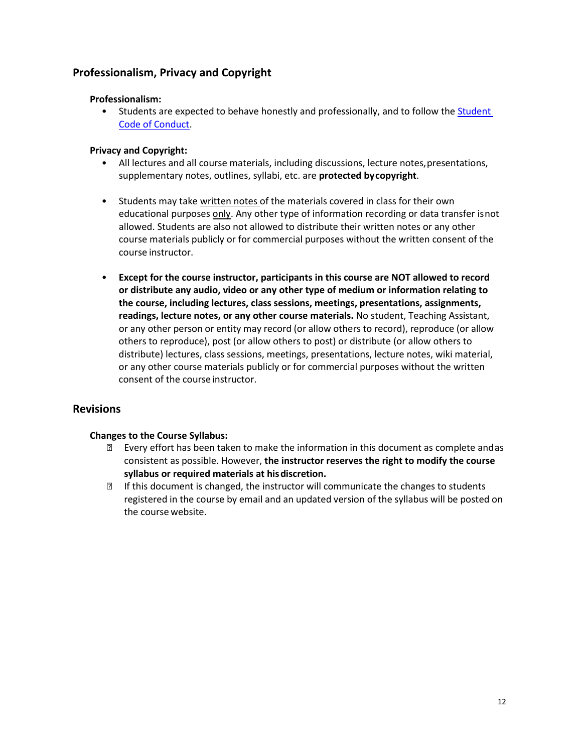## Professionalism, Privacy and Copyright

### Professionalism:

- Students are expected to behave honestly and professionally, and to follow the Student Code of Conduct.

### Privacy and Copyright:

- All lectures and all course materials, including discussions, lecture notes, presentations, supplementary notes, outlines, syllabi, etc. are **protected by copyright**.

- Students may take written notes of the materials covered in class for their own educational purposes only. Any other type of information recording or data transfer is not allowed. Students are also not allowed to distribute their written notes or any other course materials publicly or for commercial purposes without the written consent of the course instructor.

- **Except for the course instructor, participants in this course are NOT allowed to record or distribute any audio, video or any other type of medium or information relating to the course, including lectures, class sessions, meetings, presentations, assignments, readings, lecture notes, or any other course materials.** No student, Teaching Assistant, or any other person or entity may record (or allow others to record), reproduce (or allow others to reproduce), post (or allow others to post) or distribute (or allow others to distribute) lectures, class sessions, meetings, presentations, lecture notes, wiki material, or any other course materials publicly or for commercial purposes without the written consent of the course instructor.

## Revisions

### Changes to the Course Syllabus:

- Every effort has been taken to make the information in this document as complete and as consistent as possible. However, **the instructor reserves the right to modify the course syllabus or required materials at his discretion.**
- If this document is changed, the instructor will communicate the changes to students registered in the course by email and an updated version of the syllabus will be posted on the course website.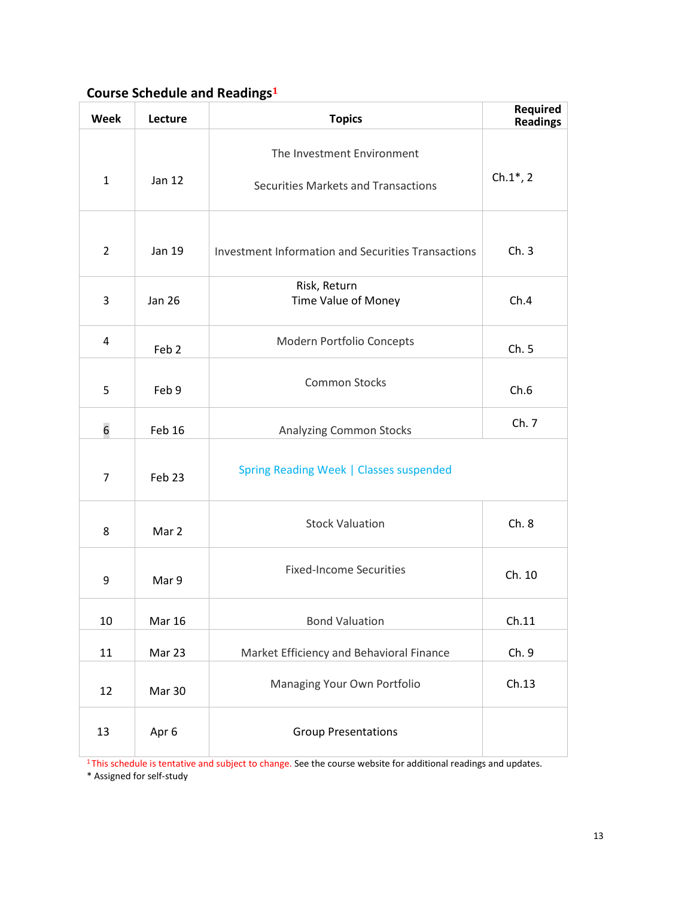## Course Schedule and Readings[1]

| Week | Lecture | Topics | Required Readings |
|---|---|---|---|
| 1 | Jan 12 | The Investment Environment<br><br>Securities Markets and Transactions | Ch.1*, 2 |
| 2 | Jan 19 | Investment Information and Securities Transactions | Ch. 3 |
| 3 | Jan 26 | Risk, Return<br>Time Value of Money | Ch.4 |
| 4 | Feb 2 | Modern Portfolio Concepts | Ch. 5 |
| 5 | Feb 9 | Common Stocks | Ch.6 |
| 6 | Feb 16 | Analyzing Common Stocks | Ch. 7 |
| 7 | Feb 23 | Spring Reading Week \| Classes suspended | |
| 8 | Mar 2 | Stock Valuation | Ch. 8 |
| 9 | Mar 9 | Fixed-Income Securities | Ch. 10 |
| 10 | Mar 16 | Bond Valuation | Ch.11 |
| 11 | Mar 23 | Market Efficiency and Behavioral Finance | Ch. 9 |
| 12 | Mar 30 | Managing Your Own Portfolio | Ch.13 |
| 13 | Apr 6 | Group Presentations | |

[1] This schedule is tentative and subject to change. See the course website for additional readings and updates.

\* Assigned for self-study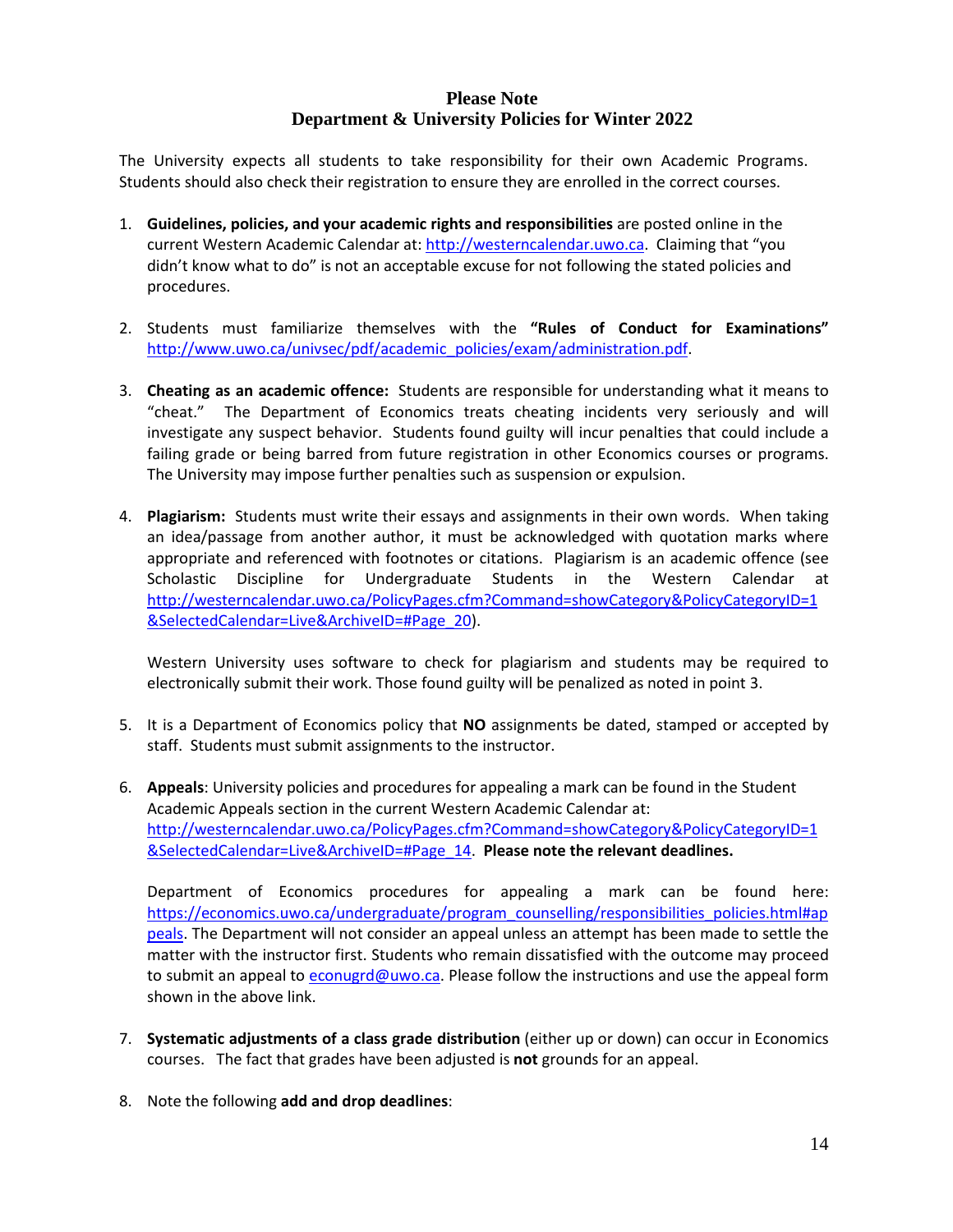## Please Note
## Department & University Policies for Winter 2022

The University expects all students to take responsibility for their own Academic Programs. Students should also check their registration to ensure they are enrolled in the correct courses.

1. **Guidelines, policies, and your academic rights and responsibilities** are posted online in the current Western Academic Calendar at: http://westerncalendar.uwo.ca. Claiming that "you didn't know what to do" is not an acceptable excuse for not following the stated policies and procedures.

2. Students must familiarize themselves with the **"Rules of Conduct for Examinations"** http://www.uwo.ca/univsec/pdf/academic_policies/exam/administration.pdf.

3. **Cheating as an academic offence:** Students are responsible for understanding what it means to "cheat." The Department of Economics treats cheating incidents very seriously and will investigate any suspect behavior. Students found guilty will incur penalties that could include a failing grade or being barred from future registration in other Economics courses or programs. The University may impose further penalties such as suspension or expulsion.

4. **Plagiarism:** Students must write their essays and assignments in their own words. When taking an idea/passage from another author, it must be acknowledged with quotation marks where appropriate and referenced with footnotes or citations. Plagiarism is an academic offence (see Scholastic Discipline for Undergraduate Students in the Western Calendar at http://westerncalendar.uwo.ca/PolicyPages.cfm?Command=showCategory&PolicyCategoryID=1&SelectedCalendar=Live&ArchiveID=#Page_20).

   Western University uses software to check for plagiarism and students may be required to electronically submit their work. Those found guilty will be penalized as noted in point 3.

5. It is a Department of Economics policy that **NO** assignments be dated, stamped or accepted by staff. Students must submit assignments to the instructor.

6. **Appeals**: University policies and procedures for appealing a mark can be found in the Student Academic Appeals section in the current Western Academic Calendar at: http://westerncalendar.uwo.ca/PolicyPages.cfm?Command=showCategory&PolicyCategoryID=1&SelectedCalendar=Live&ArchiveID=#Page_14. **Please note the relevant deadlines.**

   Department of Economics procedures for appealing a mark can be found here: https://economics.uwo.ca/undergraduate/program_counselling/responsibilities_policies.html#appeals. The Department will not consider an appeal unless an attempt has been made to settle the matter with the instructor first. Students who remain dissatisfied with the outcome may proceed to submit an appeal to econugrd@uwo.ca. Please follow the instructions and use the appeal form shown in the above link.

7. **Systematic adjustments of a class grade distribution** (either up or down) can occur in Economics courses. The fact that grades have been adjusted is **not** grounds for an appeal.

8. Note the following **add and drop deadlines**: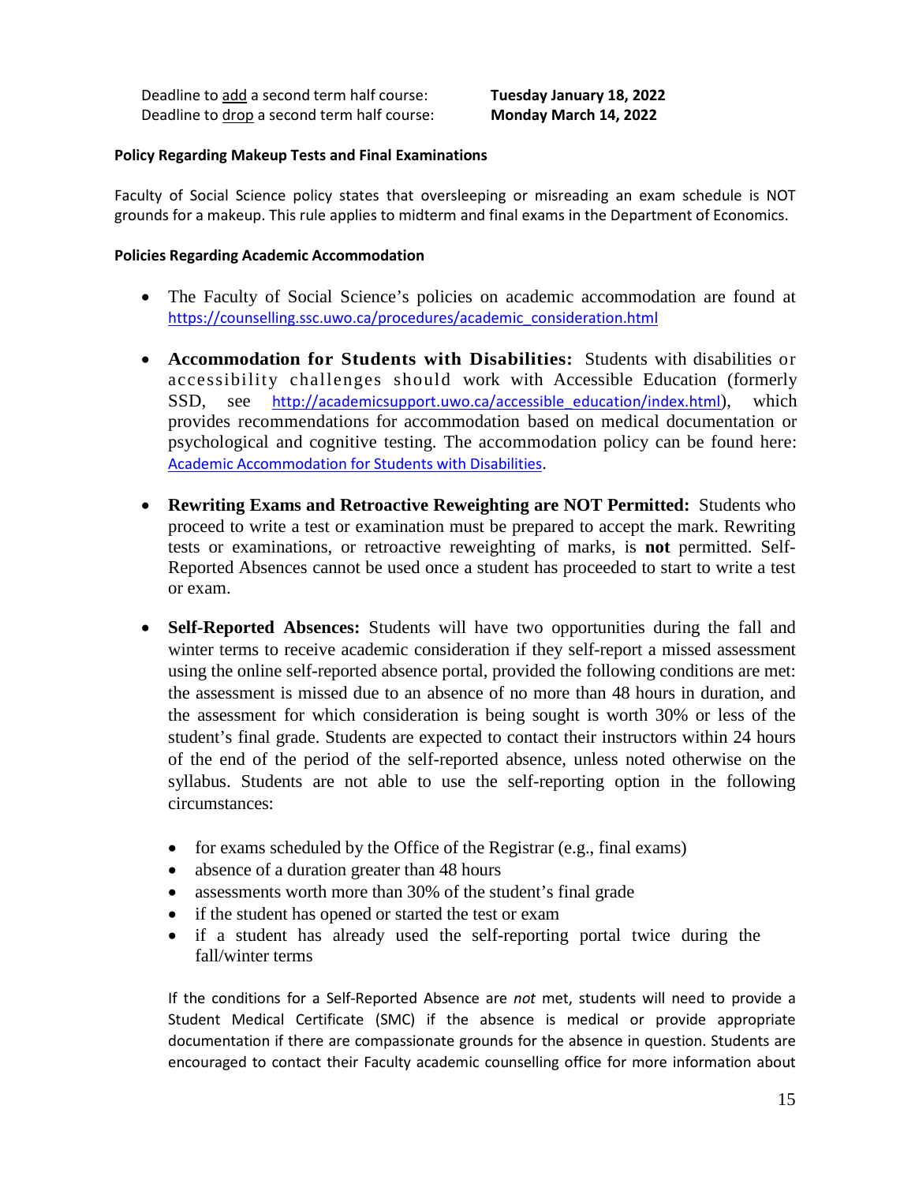Deadline to <u>add</u> a second term half course: **Tuesday January 18, 2022**
Deadline to <u>drop</u> a second term half course: **Monday March 14, 2022**

**Policy Regarding Makeup Tests and Final Examinations**

Faculty of Social Science policy states that oversleeping or misreading an exam schedule is NOT grounds for a makeup. This rule applies to midterm and final exams in the Department of Economics.

**Policies Regarding Academic Accommodation**

- The Faculty of Social Science's policies on academic accommodation are found at https://counselling.ssc.uwo.ca/procedures/academic_consideration.html

- **Accommodation for Students with Disabilities:** Students with disabilities or accessibility challenges should work with Accessible Education (formerly SSD, see http://academicsupport.uwo.ca/accessible_education/index.html), which provides recommendations for accommodation based on medical documentation or psychological and cognitive testing. The accommodation policy can be found here: Academic Accommodation for Students with Disabilities.

- **Rewriting Exams and Retroactive Reweighting are NOT Permitted:** Students who proceed to write a test or examination must be prepared to accept the mark. Rewriting tests or examinations, or retroactive reweighting of marks, is **not** permitted. Self-Reported Absences cannot be used once a student has proceeded to start to write a test or exam.

- **Self-Reported Absences:** Students will have two opportunities during the fall and winter terms to receive academic consideration if they self-report a missed assessment using the online self-reported absence portal, provided the following conditions are met: the assessment is missed due to an absence of no more than 48 hours in duration, and the assessment for which consideration is being sought is worth 30% or less of the student's final grade. Students are expected to contact their instructors within 24 hours of the end of the period of the self-reported absence, unless noted otherwise on the syllabus. Students are not able to use the self-reporting option in the following circumstances:

  - for exams scheduled by the Office of the Registrar (e.g., final exams)
  - absence of a duration greater than 48 hours
  - assessments worth more than 30% of the student's final grade
  - if the student has opened or started the test or exam
  - if a student has already used the self-reporting portal twice during the fall/winter terms

  If the conditions for a Self-Reported Absence are *not* met, students will need to provide a Student Medical Certificate (SMC) if the absence is medical or provide appropriate documentation if there are compassionate grounds for the absence in question. Students are encouraged to contact their Faculty academic counselling office for more information about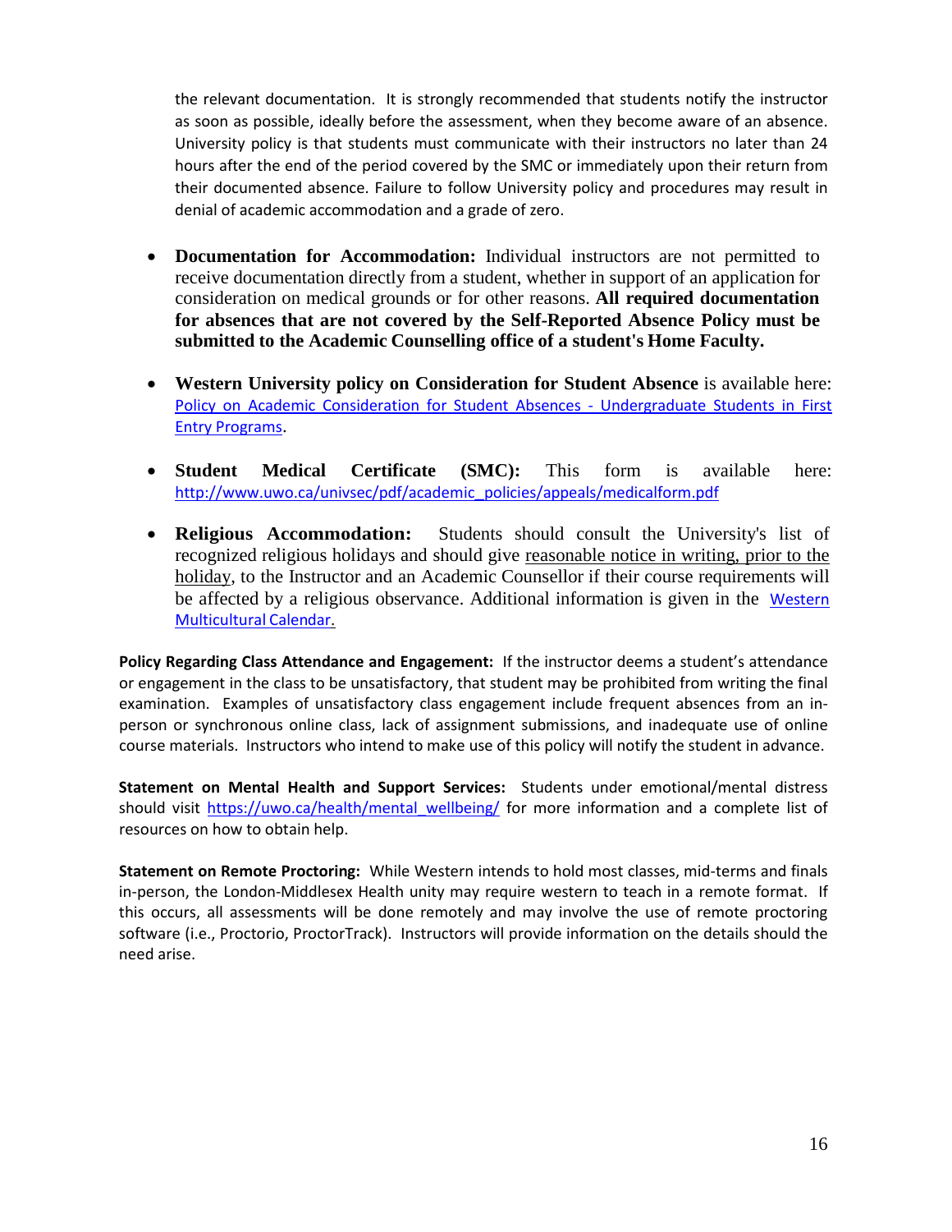the relevant documentation. It is strongly recommended that students notify the instructor as soon as possible, ideally before the assessment, when they become aware of an absence. University policy is that students must communicate with their instructors no later than 24 hours after the end of the period covered by the SMC or immediately upon their return from their documented absence. Failure to follow University policy and procedures may result in denial of academic accommodation and a grade of zero.

- **Documentation for Accommodation:** Individual instructors are not permitted to receive documentation directly from a student, whether in support of an application for consideration on medical grounds or for other reasons. **All required documentation for absences that are not covered by the Self-Reported Absence Policy must be submitted to the Academic Counselling office of a student's Home Faculty.**

- **Western University policy on Consideration for Student Absence** is available here: [Policy on Academic Consideration for Student Absences - Undergraduate Students in First Entry Programs](#).

- **Student Medical Certificate (SMC):** This form is available here: http://www.uwo.ca/univsec/pdf/academic_policies/appeals/medicalform.pdf

- **Religious Accommodation:** Students should consult the University's list of recognized religious holidays and should give reasonable notice in writing, prior to the holiday, to the Instructor and an Academic Counsellor if their course requirements will be affected by a religious observance. Additional information is given in the [Western Multicultural Calendar.](#)

**Policy Regarding Class Attendance and Engagement:** If the instructor deems a student's attendance or engagement in the class to be unsatisfactory, that student may be prohibited from writing the final examination. Examples of unsatisfactory class engagement include frequent absences from an in-person or synchronous online class, lack of assignment submissions, and inadequate use of online course materials. Instructors who intend to make use of this policy will notify the student in advance.

**Statement on Mental Health and Support Services:** Students under emotional/mental distress should visit https://uwo.ca/health/mental_wellbeing/ for more information and a complete list of resources on how to obtain help.

**Statement on Remote Proctoring:** While Western intends to hold most classes, mid-terms and finals in-person, the London-Middlesex Health unity may require western to teach in a remote format. If this occurs, all assessments will be done remotely and may involve the use of remote proctoring software (i.e., Proctorio, ProctorTrack). Instructors will provide information on the details should the need arise.